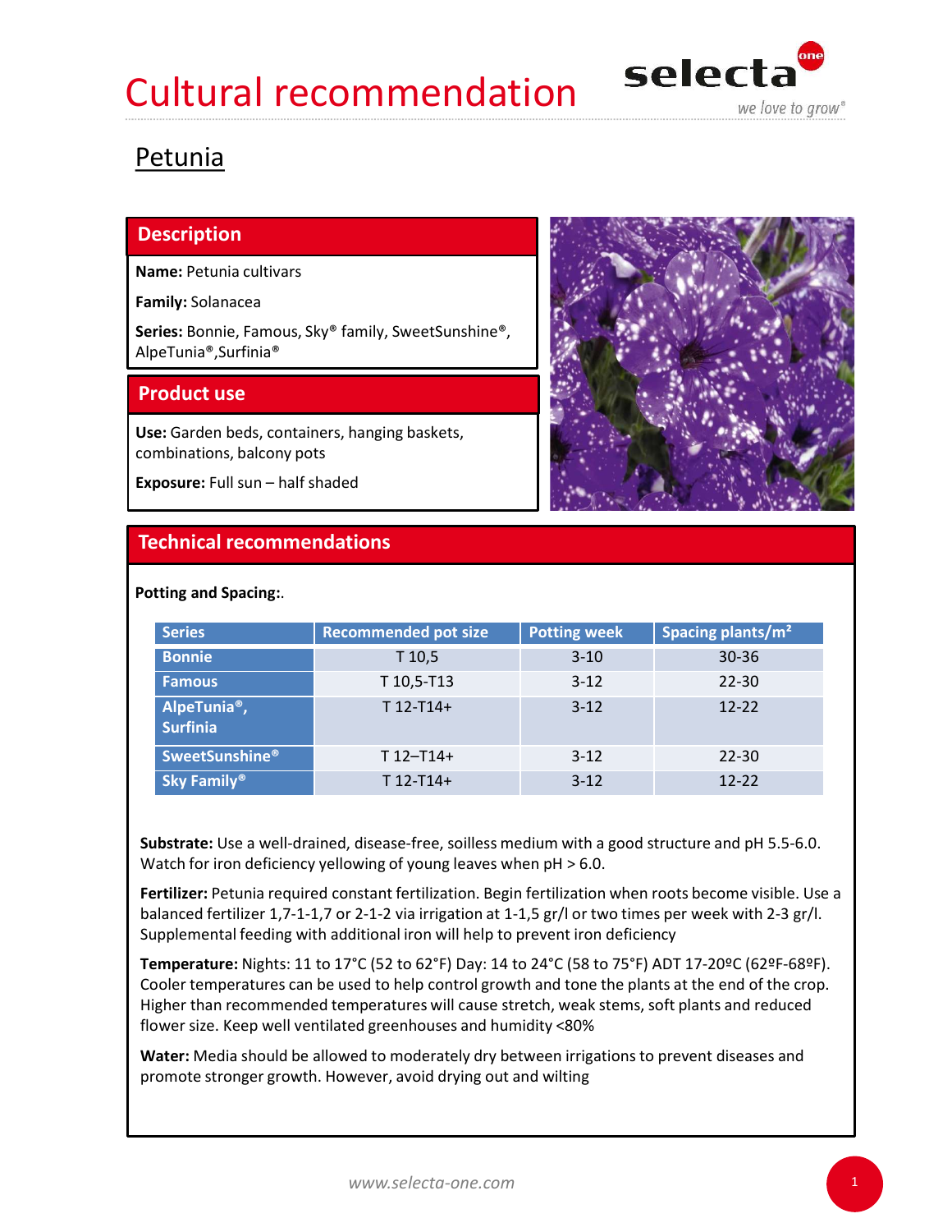# Cultural recommendation

## Petunia

### Description

**Name:** Petunia cultivars

**Family:** Solanacea

**Series:** Bonnie, Famous, Sky® family, SweetSunshine®, AlpeTunia®,Surfinia®

### Product use

**Use:** Garden beds, containers, hanging baskets, combinations, balcony pots

**Exposure:** Full sun – half shaded

### Technical recommendations

**Potting and Spacing:**.

| Series | Recommended pot size | Potting week | Spacing plants/m² |
|---|---|---|---|
| Bonnie | T 10,5 | 3-10 | 30-36 |
| Famous | T 10,5-T13 | 3-12 | 22-30 |
| AlpeTunia®, Surfinia | T 12-T14+ | 3-12 | 12-22 |
| SweetSunshine® | T 12–T14+ | 3-12 | 22-30 |
| Sky Family® | T 12-T14+ | 3-12 | 12-22 |

**Substrate:** Use a well-drained, disease-free, soilless medium with a good structure and pH 5.5-6.0. Watch for iron deficiency yellowing of young leaves when pH > 6.0.

**Fertilizer:** Petunia required constant fertilization. Begin fertilization when roots become visible. Use a balanced fertilizer 1,7-1-1,7 or 2-1-2 via irrigation at 1-1,5 gr/l or two times per week with 2-3 gr/l. Supplemental feeding with additional iron will help to prevent iron deficiency

**Temperature:** Nights: 11 to 17°C (52 to 62°F) Day: 14 to 24°C (58 to 75°F) ADT 17-20ºC (62ºF-68ºF). Cooler temperatures can be used to help control growth and tone the plants at the end of the crop. Higher than recommended temperatures will cause stretch, weak stems, soft plants and reduced flower size. Keep well ventilated greenhouses and humidity <80%

**Water:** Media should be allowed to moderately dry between irrigations to prevent diseases and promote stronger growth. However, avoid drying out and wilting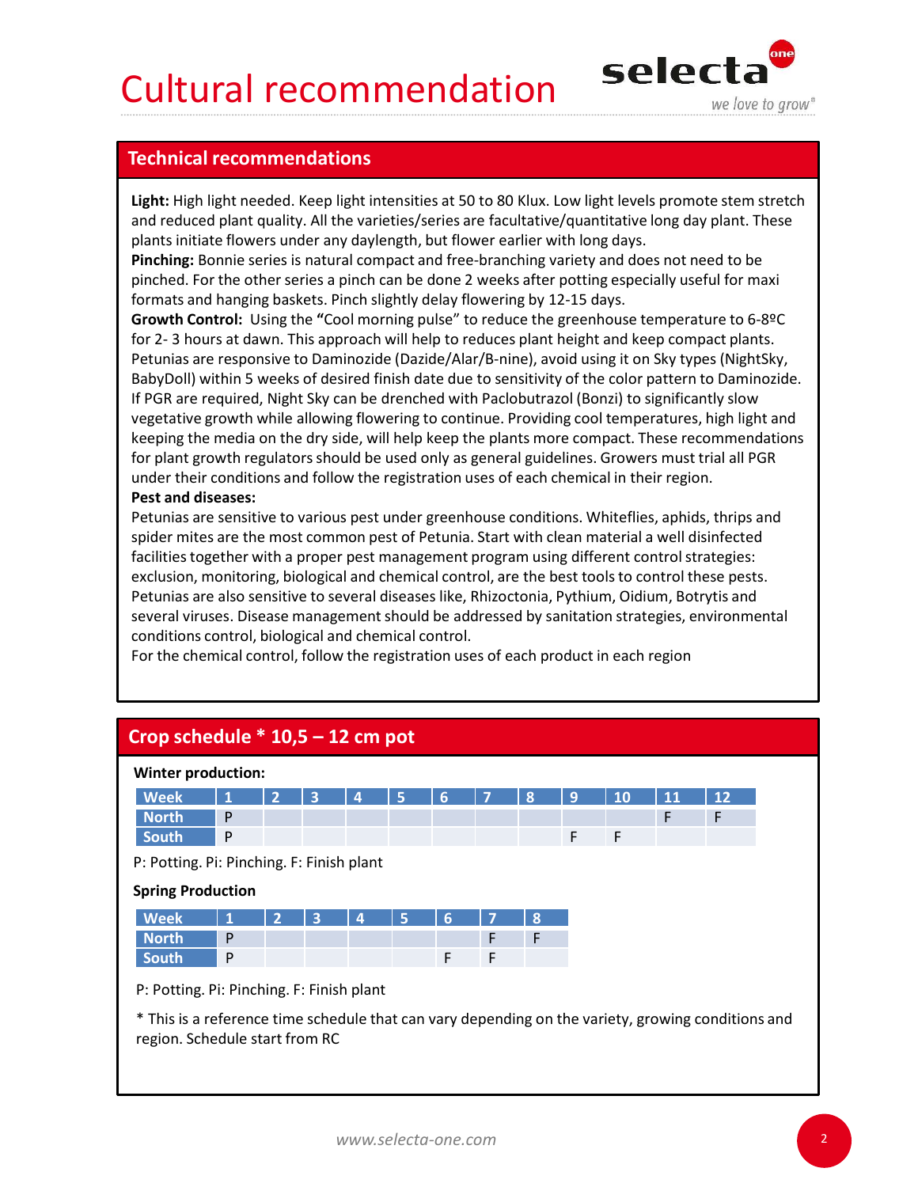# Cultural recommendation

## Technical recommendations

**Light:** High light needed. Keep light intensities at 50 to 80 Klux. Low light levels promote stem stretch and reduced plant quality. All the varieties/series are facultative/quantitative long day plant. These plants initiate flowers under any daylength, but flower earlier with long days.

**Pinching:** Bonnie series is natural compact and free-branching variety and does not need to be pinched. For the other series a pinch can be done 2 weeks after potting especially useful for maxi formats and hanging baskets. Pinch slightly delay flowering by 12-15 days.

**Growth Control:** Using the **"**Cool morning pulse" to reduce the greenhouse temperature to 6-8ºC for 2- 3 hours at dawn. This approach will help to reduces plant height and keep compact plants. Petunias are responsive to Daminozide (Dazide/Alar/B-nine), avoid using it on Sky types (NightSky, BabyDoll) within 5 weeks of desired finish date due to sensitivity of the color pattern to Daminozide. If PGR are required, Night Sky can be drenched with Paclobutrazol (Bonzi) to significantly slow vegetative growth while allowing flowering to continue. Providing cool temperatures, high light and keeping the media on the dry side, will help keep the plants more compact. These recommendations for plant growth regulators should be used only as general guidelines. Growers must trial all PGR under their conditions and follow the registration uses of each chemical in their region.

**Pest and diseases:**

Petunias are sensitive to various pest under greenhouse conditions. Whiteflies, aphids, thrips and spider mites are the most common pest of Petunia. Start with clean material a well disinfected facilities together with a proper pest management program using different control strategies: exclusion, monitoring, biological and chemical control, are the best tools to control these pests. Petunias are also sensitive to several diseases like, Rhizoctonia, Pythium, Oidium, Botrytis and several viruses. Disease management should be addressed by sanitation strategies, environmental conditions control, biological and chemical control.

For the chemical control, follow the registration uses of each product in each region

## Crop schedule * 10,5 – 12 cm pot

**Winter production:**

| Week | 1 | 2 | 3 | 4 | 5 | 6 | 7 | 8 | 9 | 10 | 11 | 12 |
|---|---|---|---|---|---|---|---|---|---|---|---|---|
| North | P | | | | | | | | | | F | F |
| South | P | | | | | | | | F | F | | |

P: Potting. Pi: Pinching. F: Finish plant

**Spring Production**

| Week | 1 | 2 | 3 | 4 | 5 | 6 | 7 | 8 |
|---|---|---|---|---|---|---|---|---|
| North | P | | | | | | F | F |
| South | P | | | | | F | F | |

P: Potting. Pi: Pinching. F: Finish plant

* This is a reference time schedule that can vary depending on the variety, growing conditions and region. Schedule start from RC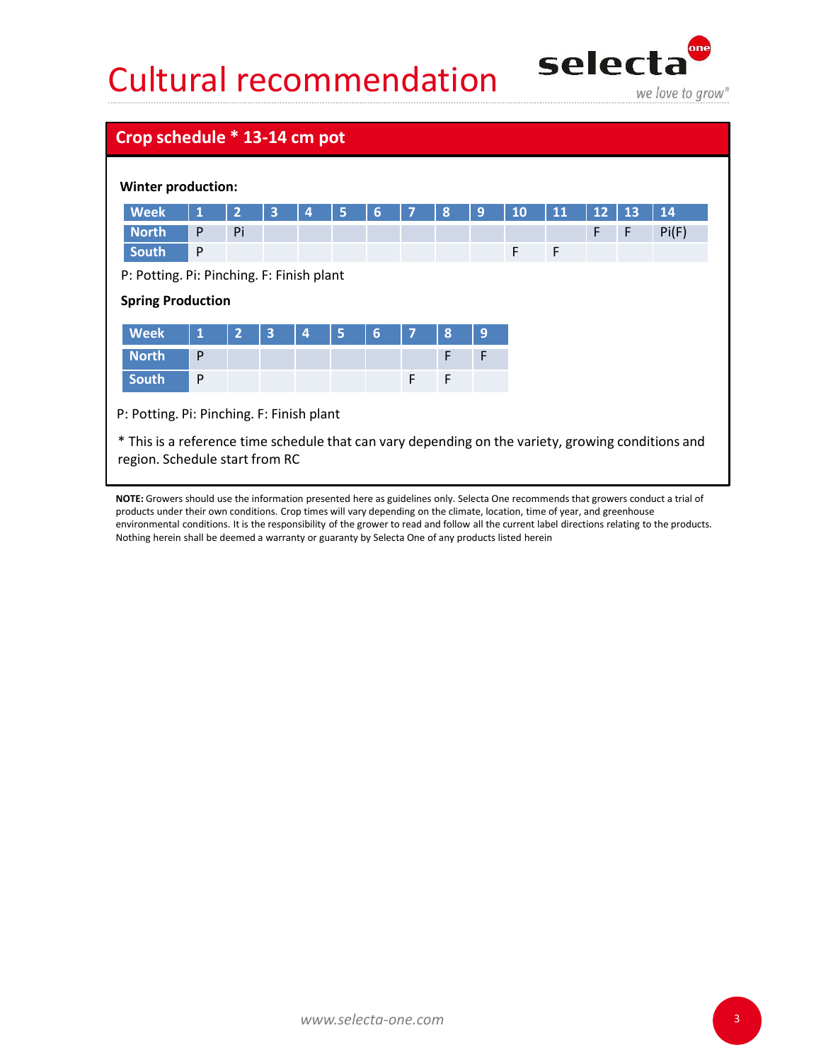# Cultural recommendation

selecta one
*we love to grow®*

## Crop schedule * 13-14 cm pot

**Winter production:**

| Week | 1 | 2 | 3 | 4 | 5 | 6 | 7 | 8 | 9 | 10 | 11 | 12 | 13 | 14 |
|---|---|---|---|---|---|---|---|---|---|---|---|---|---|---|
| North | P | Pi | | | | | | | | | | F | F | Pi(F) |
| South | P | | | | | | | | | F | F | | | |

P: Potting. Pi: Pinching. F: Finish plant

**Spring Production**

| Week | 1 | 2 | 3 | 4 | 5 | 6 | 7 | 8 | 9 |
|---|---|---|---|---|---|---|---|---|---|
| North | P | | | | | | | F | F |
| South | P | | | | | | F | F | |

P: Potting. Pi: Pinching. F: Finish plant

* This is a reference time schedule that can vary depending on the variety, growing conditions and region. Schedule start from RC

**NOTE:** Growers should use the information presented here as guidelines only. Selecta One recommends that growers conduct a trial of products under their own conditions. Crop times will vary depending on the climate, location, time of year, and greenhouse environmental conditions. It is the responsibility of the grower to read and follow all the current label directions relating to the products. Nothing herein shall be deemed a warranty or guaranty by Selecta One of any products listed herein

*www.selecta-one.com*